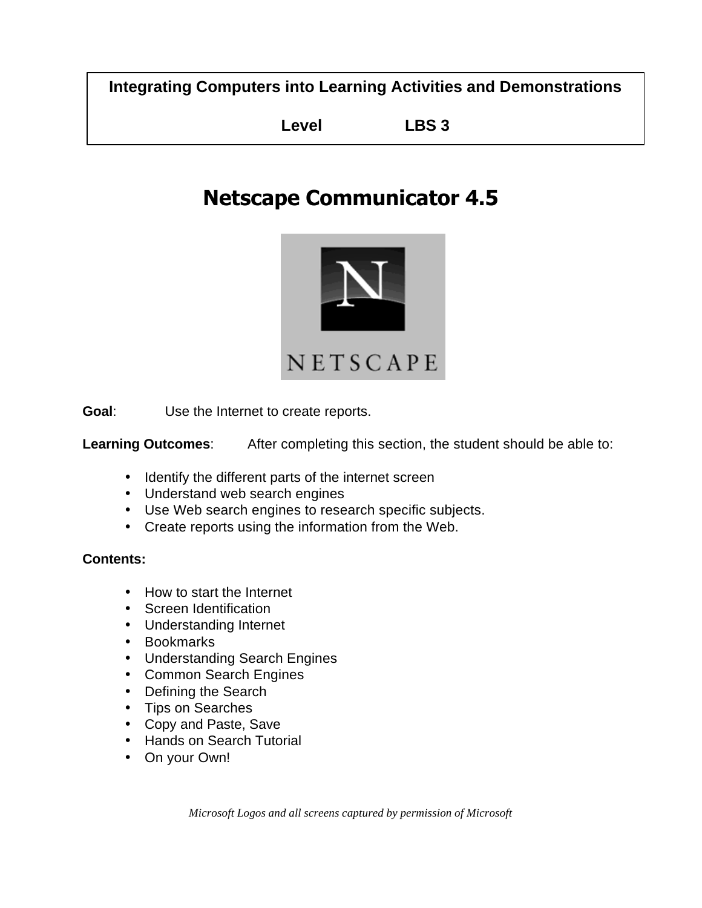**Integrating Computers into Learning Activities and Demonstrations**

**Level LBS 3**

# Netscape Communicator 4.5

**Goal**: Use the Internet to create reports.

**Learning Outcomes**: After completing this section, the student should be able to:

- Identify the different parts of the internet screen
- Understand web search engines
- Use Web search engines to research specific subjects.
- Create reports using the information from the Web.

**Contents:**

- How to start the Internet
- Screen Identification
- Understanding Internet
- Bookmarks
- Understanding Search Engines
- Common Search Engines
- Defining the Search
- Tips on Searches
- Copy and Paste, Save
- Hands on Search Tutorial
- On your Own!

*Microsoft Logos and all screens captured by permission of Microsoft*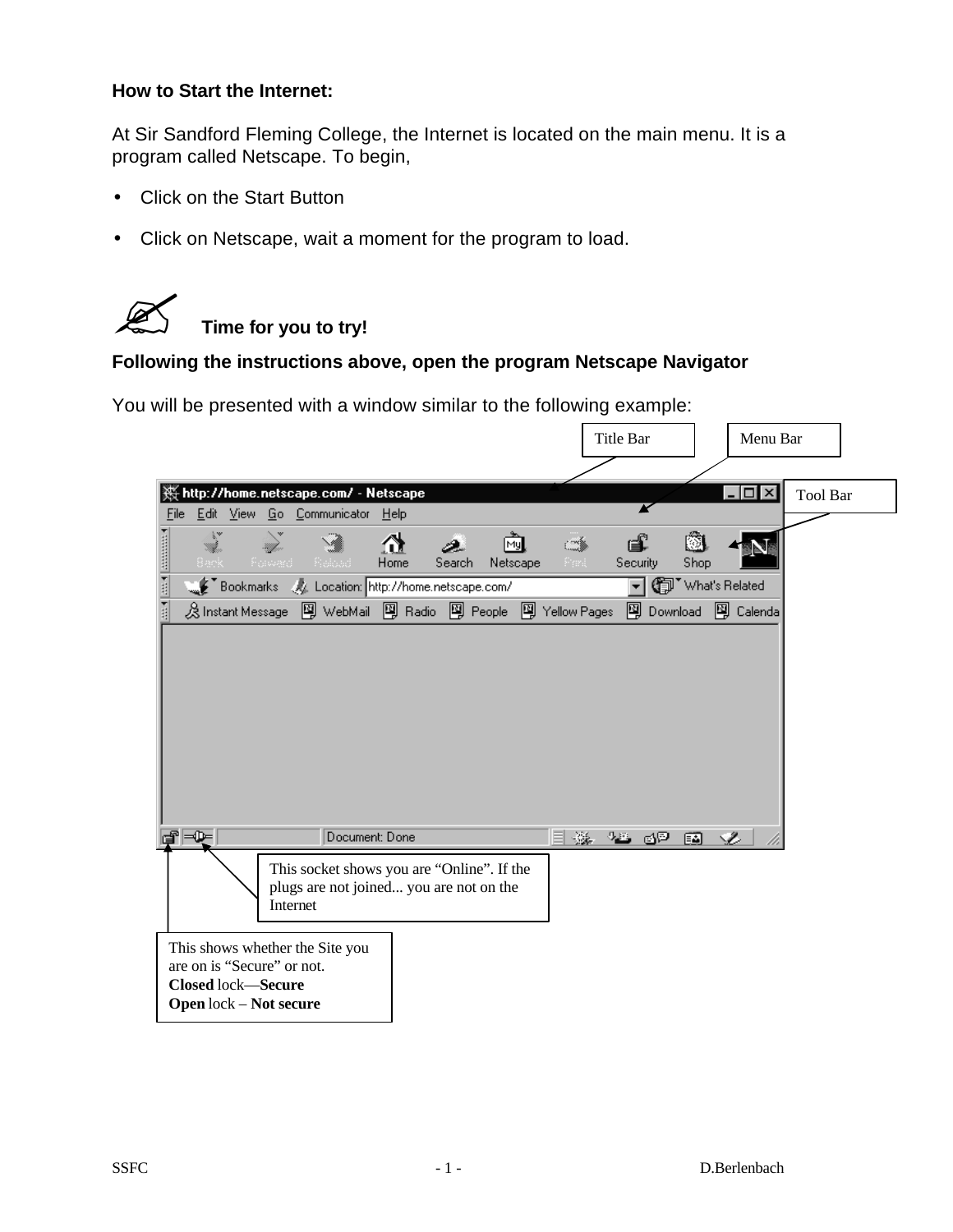**How to Start the Internet:**

At Sir Sandford Fleming College, the Internet is located on the main menu. It is a program called Netscape. To begin,

- Click on the Start Button
- Click on Netscape, wait a moment for the program to load.

**Time for you to try!**

**Following the instructions above, open the program Netscape Navigator**

You will be presented with a window similar to the following example:

Title Bar

Menu Bar

Tool Bar

This socket shows you are "Online". If the plugs are not joined... you are not on the Internet

This shows whether the Site you are on is "Secure" or not.
**Closed** lock—**Secure**
**Open** lock – **Not secure**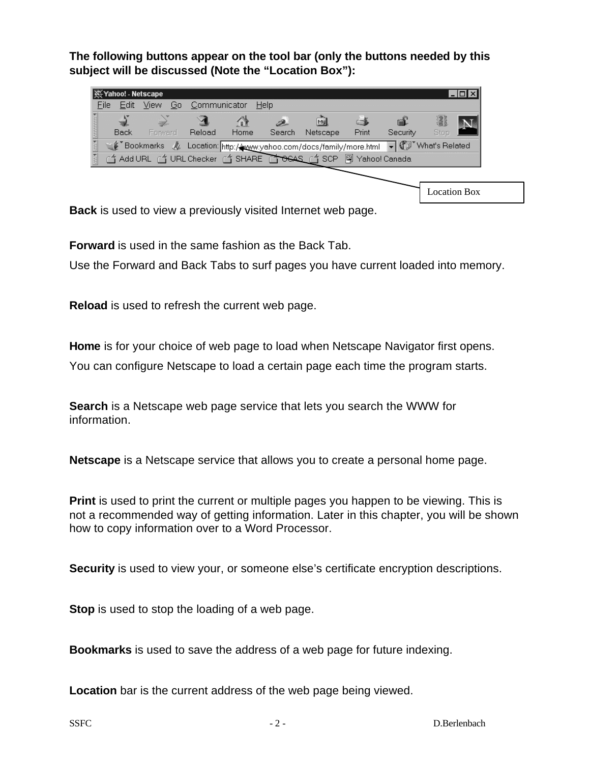**The following buttons appear on the tool bar (only the buttons needed by this subject will be discussed (Note the "Location Box"):**

Location Box

**Back** is used to view a previously visited Internet web page.

**Forward** is used in the same fashion as the Back Tab.

Use the Forward and Back Tabs to surf pages you have current loaded into memory.

**Reload** is used to refresh the current web page.

**Home** is for your choice of web page to load when Netscape Navigator first opens.

You can configure Netscape to load a certain page each time the program starts.

**Search** is a Netscape web page service that lets you search the WWW for information.

**Netscape** is a Netscape service that allows you to create a personal home page.

**Print** is used to print the current or multiple pages you happen to be viewing. This is not a recommended way of getting information. Later in this chapter, you will be shown how to copy information over to a Word Processor.

**Security** is used to view your, or someone else's certificate encryption descriptions.

**Stop** is used to stop the loading of a web page.

**Bookmarks** is used to save the address of a web page for future indexing.

**Location** bar is the current address of the web page being viewed.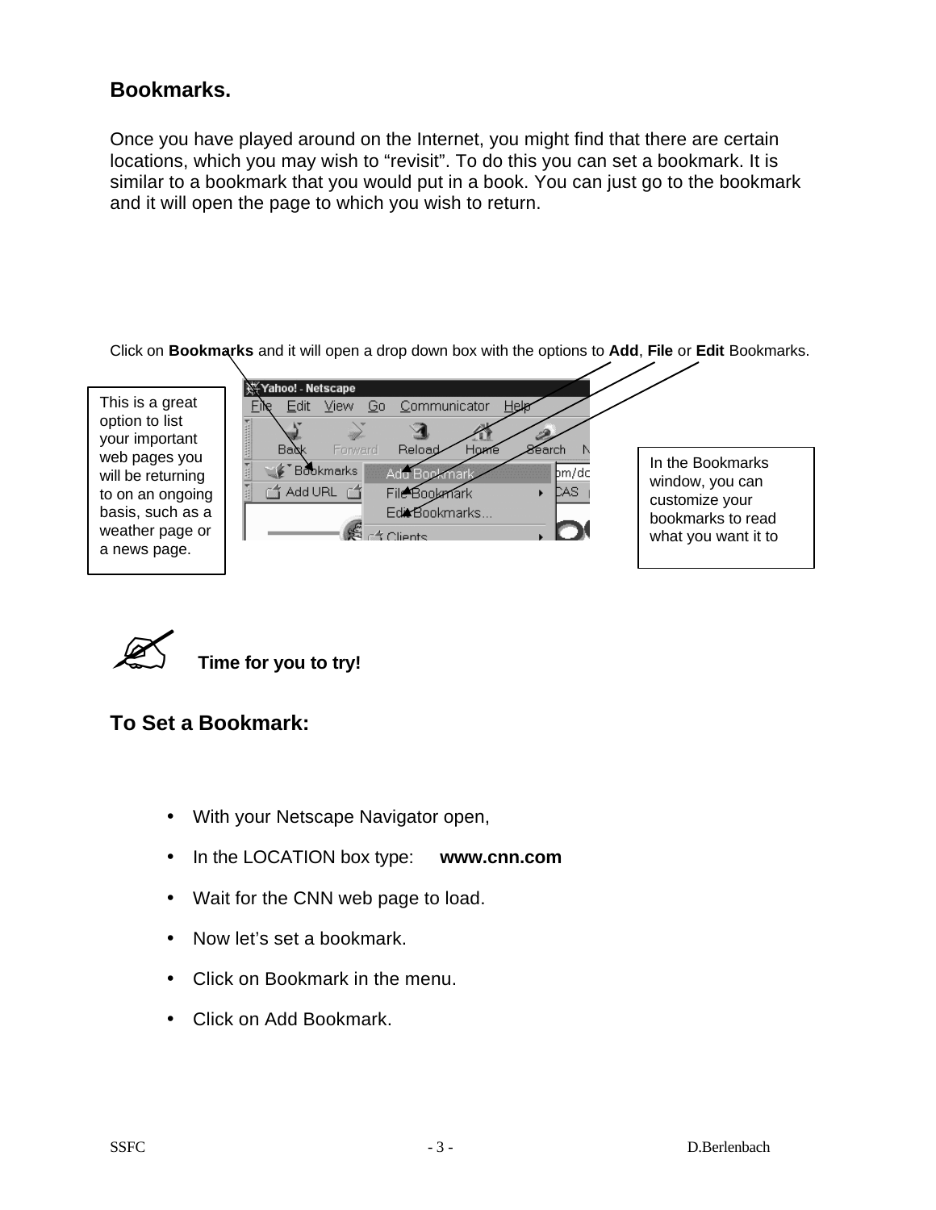## Bookmarks.

Once you have played around on the Internet, you might find that there are certain locations, which you may wish to “revisit”. To do this you can set a bookmark. It is similar to a bookmark that you would put in a book. You can just go to the bookmark and it will open the page to which you wish to return.

Click on **Bookmarks** and it will open a drop down box with the options to **Add**, **File** or **Edit** Bookmarks.

This is a great option to list your important web pages you will be returning to on an ongoing basis, such as a weather page or a news page.

In the Bookmarks window, you can customize your bookmarks to read what you want it to

**Time for you to try!**

## To Set a Bookmark:

- With your Netscape Navigator open,
- In the LOCATION box type: **www.cnn.com**
- Wait for the CNN web page to load.
- Now let’s set a bookmark.
- Click on Bookmark in the menu.
- Click on Add Bookmark.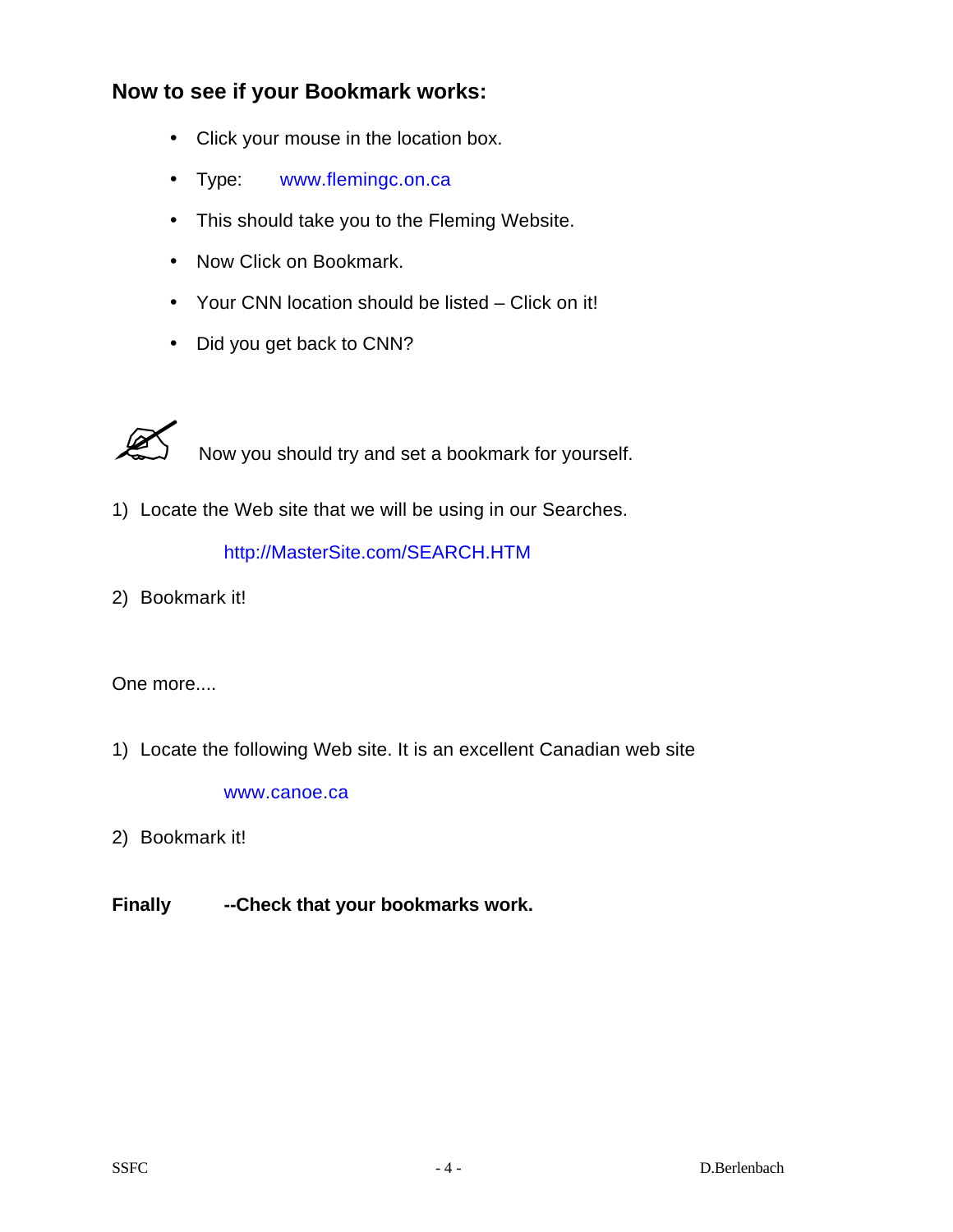### Now to see if your Bookmark works:

- Click your mouse in the location box.
- Type: www.flemingc.on.ca
- This should take you to the Fleming Website.
- Now Click on Bookmark.
- Your CNN location should be listed – Click on it!
- Did you get back to CNN?

Now you should try and set a bookmark for yourself.

1) Locate the Web site that we will be using in our Searches.

   http://MasterSite.com/SEARCH.HTM

2) Bookmark it!

One more....

1) Locate the following Web site. It is an excellent Canadian web site

   www.canoe.ca

2) Bookmark it!

**Finally --Check that your bookmarks work.**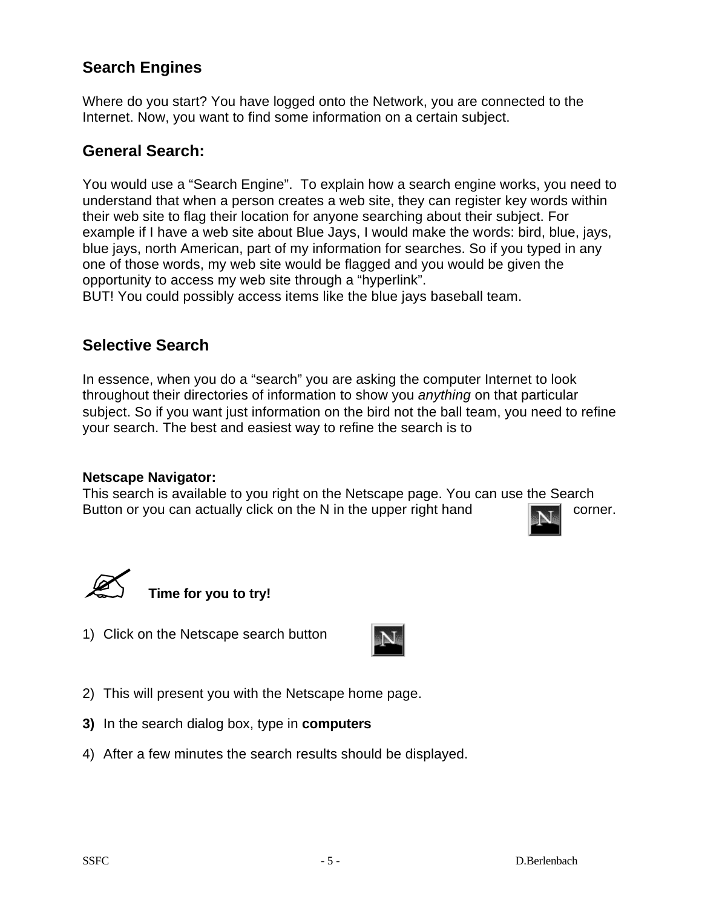## Search Engines

Where do you start? You have logged onto the Network, you are connected to the Internet. Now, you want to find some information on a certain subject.

## General Search:

You would use a "Search Engine". To explain how a search engine works, you need to understand that when a person creates a web site, they can register key words within their web site to flag their location for anyone searching about their subject. For example if I have a web site about Blue Jays, I would make the words: bird, blue, jays, blue jays, north American, part of my information for searches. So if you typed in any one of those words, my web site would be flagged and you would be given the opportunity to access my web site through a "hyperlink".
BUT! You could possibly access items like the blue jays baseball team.

## Selective Search

In essence, when you do a "search" you are asking the computer Internet to look throughout their directories of information to show you *anything* on that particular subject. So if you want just information on the bird not the ball team, you need to refine your search. The best and easiest way to refine the search is to

**Netscape Navigator:**
This search is available to you right on the Netscape page. You can use the Search Button or you can actually click on the N in the upper right hand corner.

**Time for you to try!**

1) Click on the Netscape search button

2) This will present you with the Netscape home page.

**3)** In the search dialog box, type in **computers**

4) After a few minutes the search results should be displayed.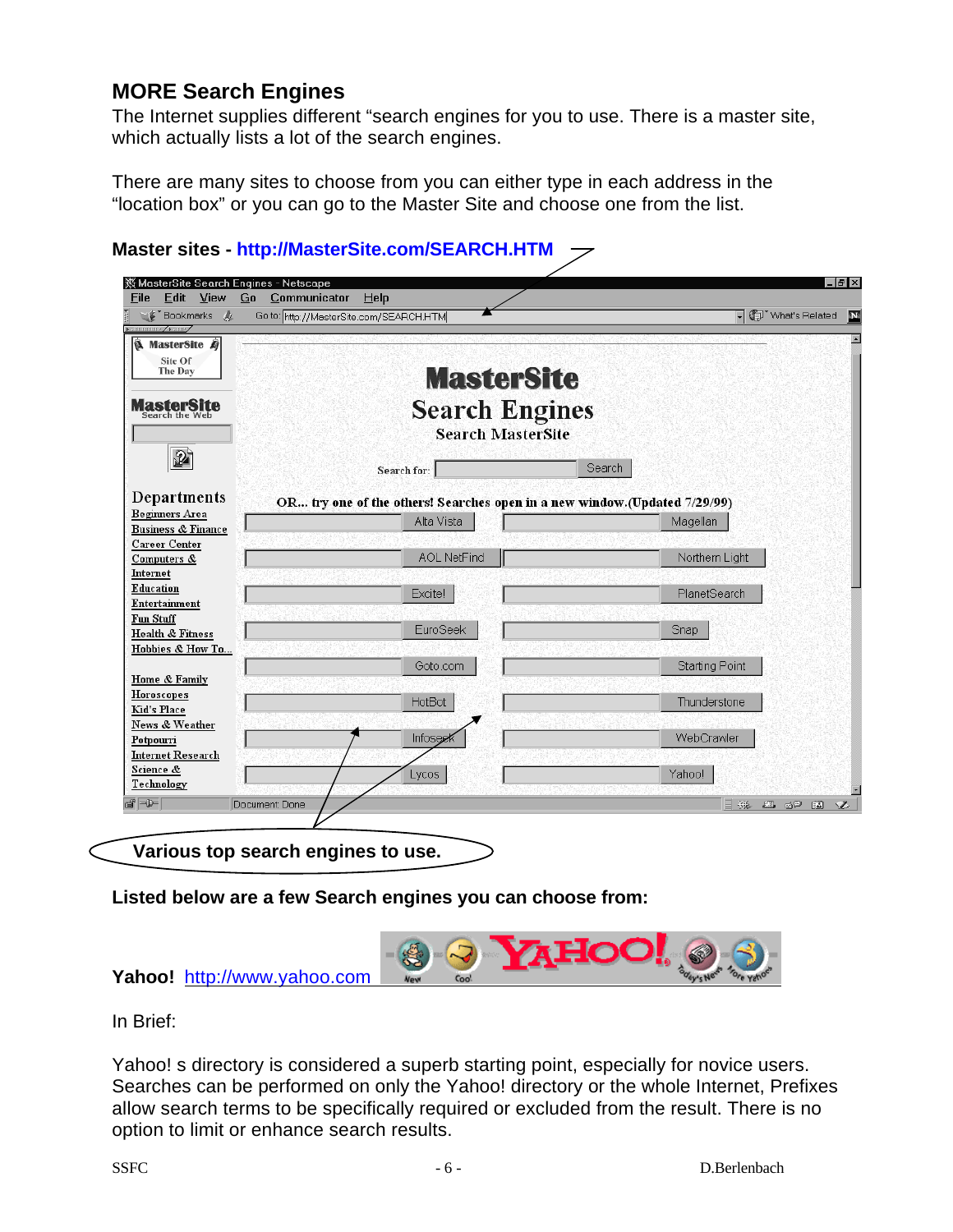## MORE Search Engines

The Internet supplies different "search engines for you to use. There is a master site, which actually lists a lot of the search engines.

There are many sites to choose from you can either type in each address in the "location box" or you can go to the Master Site and choose one from the list.

**Master sites - http://MasterSite.com/SEARCH.HTM**

**Various top search engines to use.**

**Listed below are a few Search engines you can choose from:**

**Yahoo!** http://www.yahoo.com

In Brief:

Yahoo! s directory is considered a superb starting point, especially for novice users. Searches can be performed on only the Yahoo! directory or the whole Internet, Prefixes allow search terms to be specifically required or excluded from the result. There is no option to limit or enhance search results.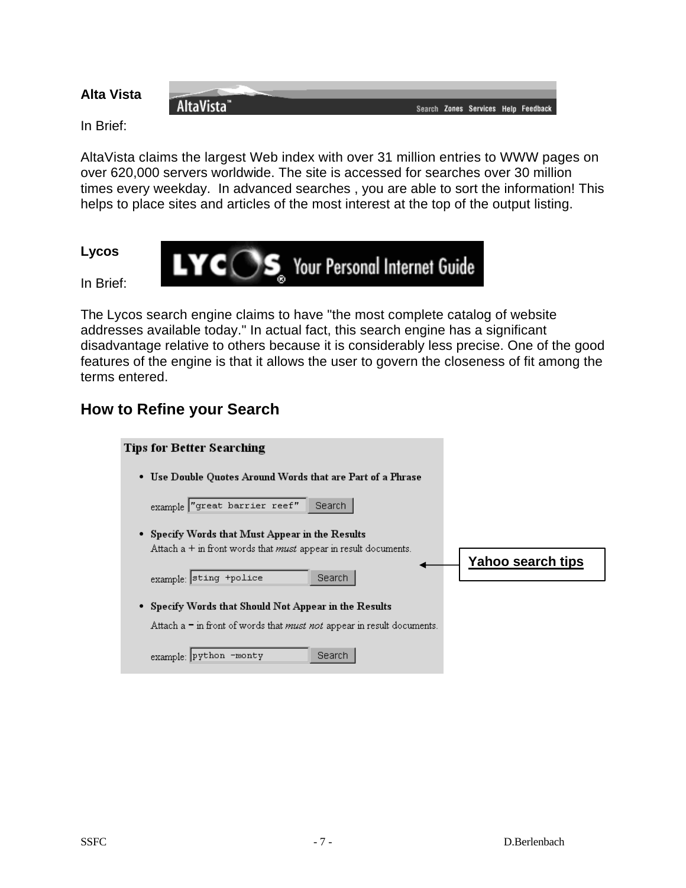**Alta Vista**

In Brief:

AltaVista claims the largest Web index with over 31 million entries to WWW pages on over 620,000 servers worldwide. The site is accessed for searches over 30 million times every weekday.  In advanced searches , you are able to sort the information! This helps to place sites and articles of the most interest at the top of the output listing.

**Lycos**

In Brief:

The Lycos search engine claims to have "the most complete catalog of website addresses available today." In actual fact, this search engine has a significant disadvantage relative to others because it is considerably less precise. One of the good features of the engine is that it allows the user to govern the closeness of fit among the terms entered.

## How to Refine your Search

**Tips for Better Searching**

- **Use Double Quotes Around Words that are Part of a Phrase**

  example "great barrier reef" Search

- **Specify Words that Must Appear in the Results**
  Attach a + in front words that *must* appear in result documents.

  example: sting +police Search

- **Specify Words that Should Not Appear in the Results**
  Attach a − in front of words that *must not* appear in result documents.

  example: python -monty Search

**Yahoo search tips**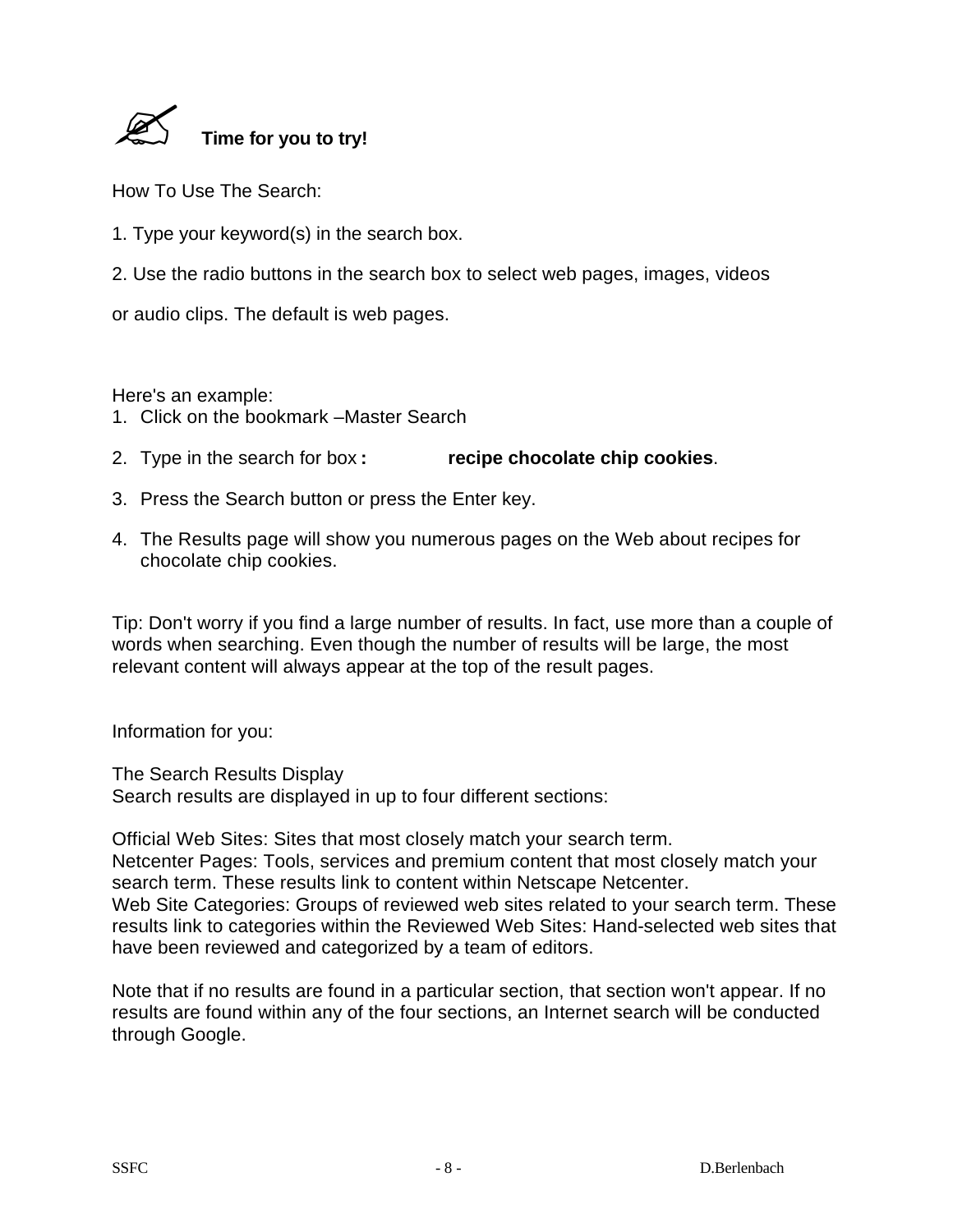✍ **Time for you to try!**

How To Use The Search:

1. Type your keyword(s) in the search box.

2. Use the radio buttons in the search box to select web pages, images, videos or audio clips. The default is web pages.

Here's an example:

1. Click on the bookmark –Master Search
2. Type in the search for box **:** **recipe chocolate chip cookies**.
3. Press the Search button or press the Enter key.
4. The Results page will show you numerous pages on the Web about recipes for chocolate chip cookies.

Tip: Don't worry if you find a large number of results. In fact, use more than a couple of words when searching. Even though the number of results will be large, the most relevant content will always appear at the top of the result pages.

Information for you:

The Search Results Display
Search results are displayed in up to four different sections:

Official Web Sites: Sites that most closely match your search term.
Netcenter Pages: Tools, services and premium content that most closely match your search term. These results link to content within Netscape Netcenter.
Web Site Categories: Groups of reviewed web sites related to your search term. These results link to categories within the Reviewed Web Sites: Hand-selected web sites that have been reviewed and categorized by a team of editors.

Note that if no results are found in a particular section, that section won't appear. If no results are found within any of the four sections, an Internet search will be conducted through Google.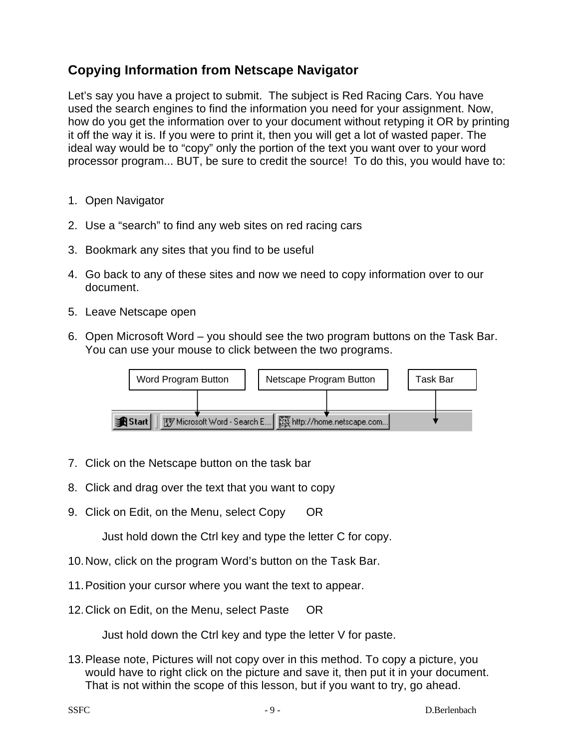## Copying Information from Netscape Navigator

Let's say you have a project to submit. The subject is Red Racing Cars. You have used the search engines to find the information you need for your assignment. Now, how do you get the information over to your document without retyping it OR by printing it off the way it is. If you were to print it, then you will get a lot of wasted paper. The ideal way would be to "copy" only the portion of the text you want over to your word processor program... BUT, be sure to credit the source! To do this, you would have to:

1. Open Navigator
2. Use a "search" to find any web sites on red racing cars
3. Bookmark any sites that you find to be useful
4. Go back to any of these sites and now we need to copy information over to our document.
5. Leave Netscape open
6. Open Microsoft Word – you should see the two program buttons on the Task Bar. You can use your mouse to click between the two programs.

Word Program Button | Netscape Program Button | Task Bar

7. Click on the Netscape button on the task bar
8. Click and drag over the text that you want to copy
9. Click on Edit, on the Menu, select Copy OR

   Just hold down the Ctrl key and type the letter C for copy.

10. Now, click on the program Word's button on the Task Bar.
11. Position your cursor where you want the text to appear.
12. Click on Edit, on the Menu, select Paste OR

    Just hold down the Ctrl key and type the letter V for paste.

13. Please note, Pictures will not copy over in this method. To copy a picture, you would have to right click on the picture and save it, then put it in your document. That is not within the scope of this lesson, but if you want to try, go ahead.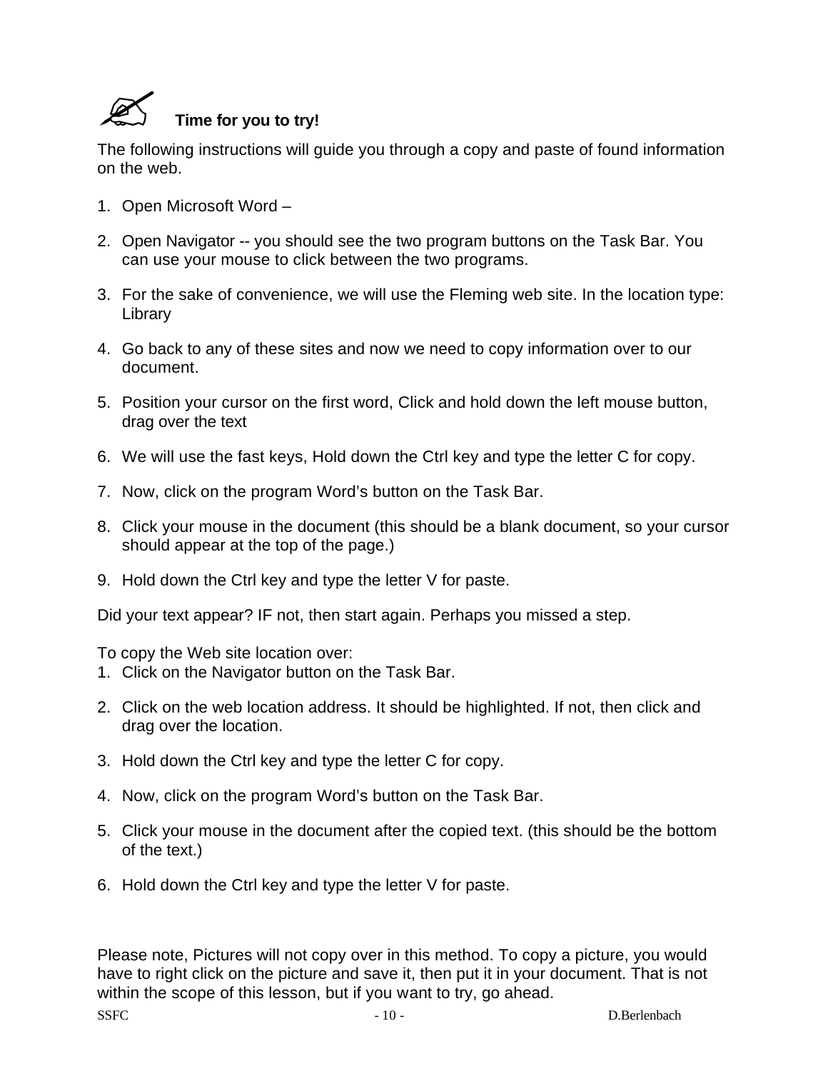**Time for you to try!**

The following instructions will guide you through a copy and paste of found information on the web.

1. Open Microsoft Word –

2. Open Navigator -- you should see the two program buttons on the Task Bar. You can use your mouse to click between the two programs.

3. For the sake of convenience, we will use the Fleming web site. In the location type: Library

4. Go back to any of these sites and now we need to copy information over to our document.

5. Position your cursor on the first word, Click and hold down the left mouse button, drag over the text

6. We will use the fast keys, Hold down the Ctrl key and type the letter C for copy.

7. Now, click on the program Word's button on the Task Bar.

8. Click your mouse in the document (this should be a blank document, so your cursor should appear at the top of the page.)

9. Hold down the Ctrl key and type the letter V for paste.

Did your text appear? IF not, then start again. Perhaps you missed a step.

To copy the Web site location over:

1. Click on the Navigator button on the Task Bar.

2. Click on the web location address. It should be highlighted. If not, then click and drag over the location.

3. Hold down the Ctrl key and type the letter C for copy.

4. Now, click on the program Word's button on the Task Bar.

5. Click your mouse in the document after the copied text. (this should be the bottom of the text.)

6. Hold down the Ctrl key and type the letter V for paste.

Please note, Pictures will not copy over in this method. To copy a picture, you would have to right click on the picture and save it, then put it in your document. That is not within the scope of this lesson, but if you want to try, go ahead.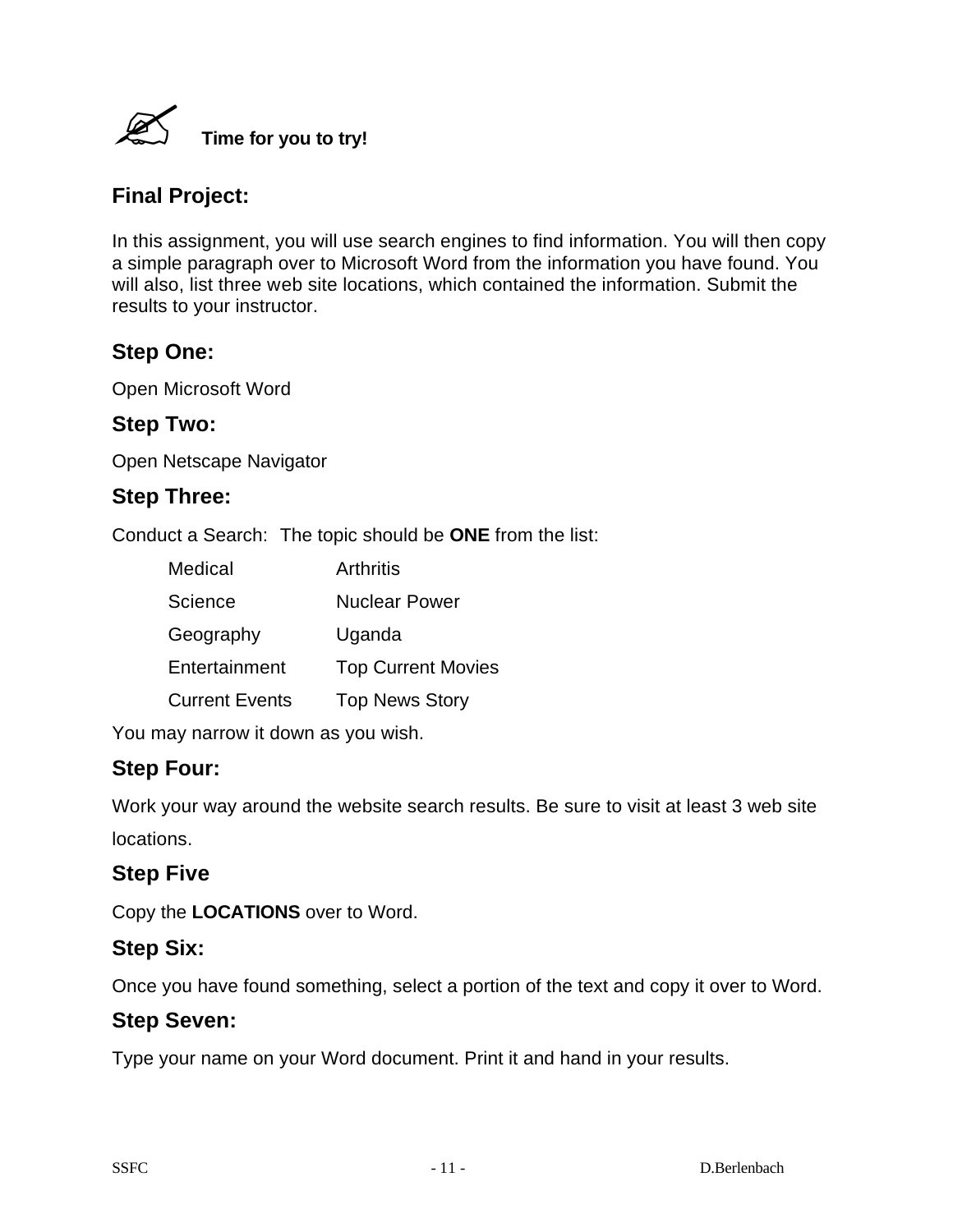**Time for you to try!**

## Final Project:

In this assignment, you will use search engines to find information. You will then copy a simple paragraph over to Microsoft Word from the information you have found. You will also, list three web site locations, which contained the information. Submit the results to your instructor.

### Step One:

Open Microsoft Word

### Step Two:

Open Netscape Navigator

### Step Three:

Conduct a Search: The topic should be **ONE** from the list:

| | |
|---|---|
| Medical | Arthritis |
| Science | Nuclear Power |
| Geography | Uganda |
| Entertainment | Top Current Movies |
| Current Events | Top News Story |

You may narrow it down as you wish.

### Step Four:

Work your way around the website search results. Be sure to visit at least 3 web site locations.

### Step Five

Copy the **LOCATIONS** over to Word.

### Step Six:

Once you have found something, select a portion of the text and copy it over to Word.

### Step Seven:

Type your name on your Word document. Print it and hand in your results.